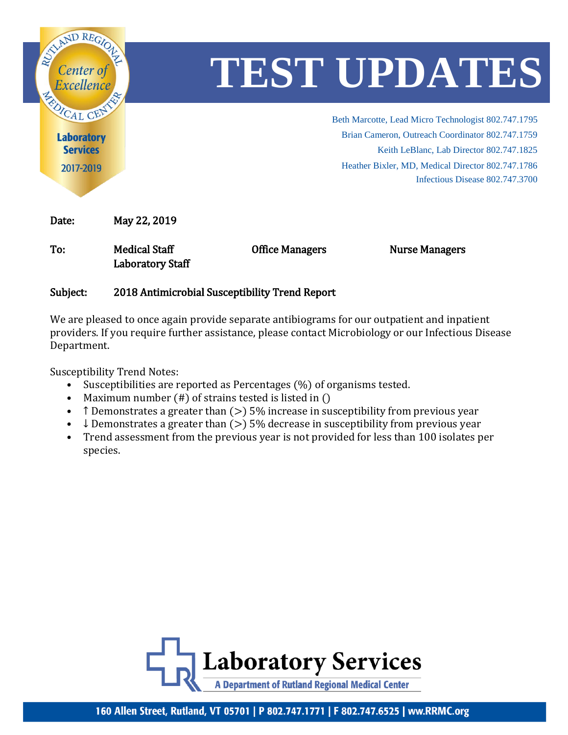# TEST UPDATES

Beth Marcotte, Lead Micro Technologist 802.747.1795
Brian Cameron, Outreach Coordinator 802.747.1759
Keith LeBlanc, Lab Director 802.747.1825
Heather Bixler, MD, Medical Director 802.747.1786
Infectious Disease 802.747.3700

**Date:** May 22, 2019

**To:** Medical Staff, Laboratory Staff, Office Managers, Nurse Managers

**Subject:** 2018 Antimicrobial Susceptibility Trend Report

We are pleased to once again provide separate antibiograms for our outpatient and inpatient providers. If you require further assistance, please contact Microbiology or our Infectious Disease Department.

Susceptibility Trend Notes:

- Susceptibilities are reported as Percentages (%) of organisms tested.
- Maximum number (#) of strains tested is listed in ()
- ↑ Demonstrates a greater than (>) 5% increase in susceptibility from previous year
- ↓ Demonstrates a greater than (>) 5% decrease in susceptibility from previous year
- Trend assessment from the previous year is not provided for less than 100 isolates per species.

**Laboratory Services**
A Department of Rutland Regional Medical Center

160 Allen Street, Rutland, VT 05701 | P 802.747.1771 | F 802.747.6525 | www.RRMC.org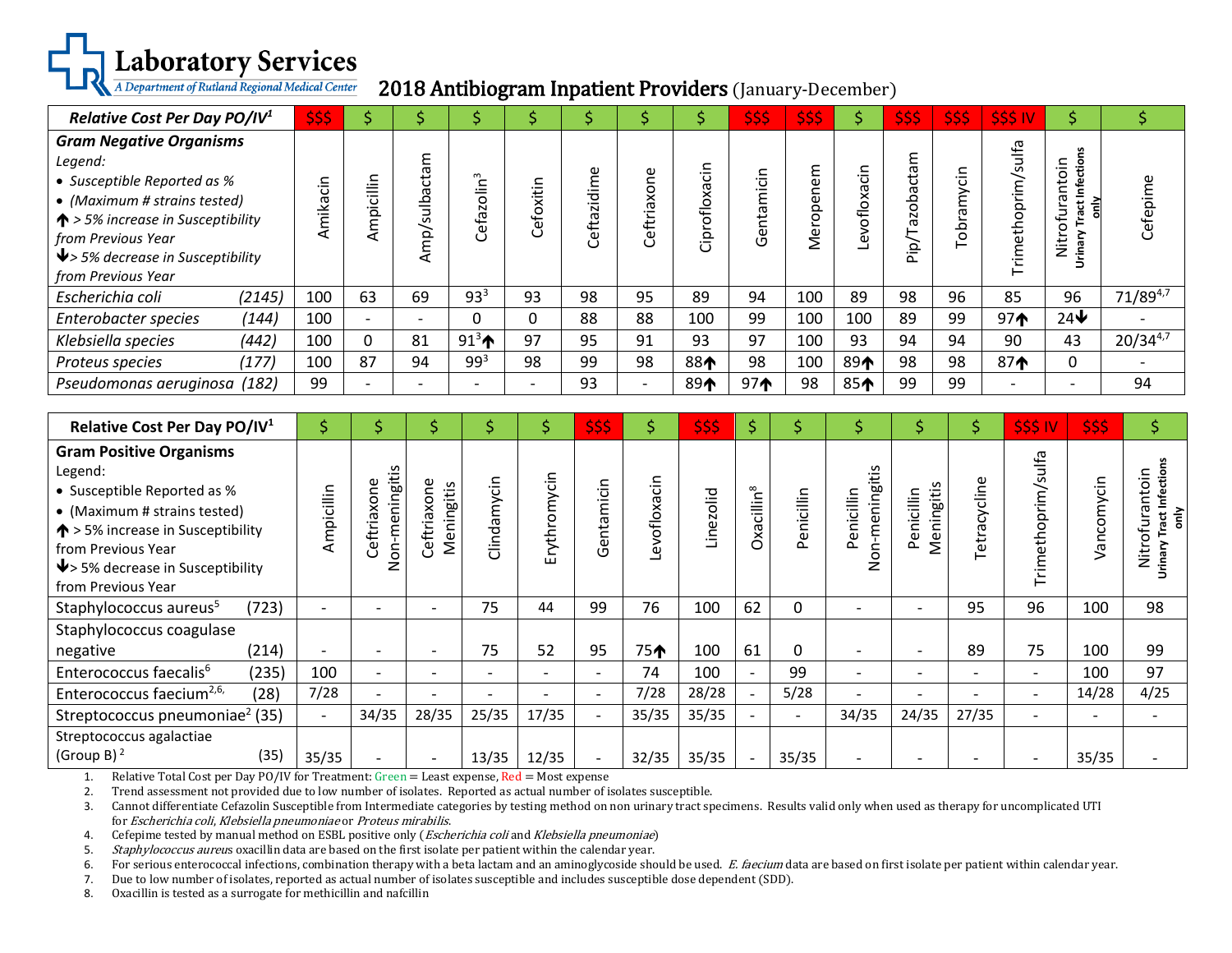**Laboratory Services**
*A Department of Rutland Regional Medical Center*

# 2018 Antibiogram Inpatient Providers (January-December)

| ***Relative Cost Per Day PO/IV***[1] | $$$ | $ | $ | $ | $ | $ | $ | $ | $$$ | $$$ | $ | $$$ | $$$ | $$$ IV | $ | $ |
|---|---|---|---|---|---|---|---|---|---|---|---|---|---|---|---|---|
| ***Gram Negative Organisms*** *Legend:* • *Susceptible Reported as %* • *(Maximum # strains tested)* ↑ *> 5% increase in Susceptibility from Previous Year* ↓ *> 5% decrease in Susceptibility from Previous Year* | Amikacin | Ampicillin | Amp/sulbactam | Cefazolin[3] | Cefoxitin | Ceftazidime | Ceftriaxone | Ciprofloxacin | Gentamicin | Meropenem | Levofloxacin | Pip/Tazobactam | Tobramycin | Trimethoprim/sulfa | Nitrofurantoin **Urinary Tract Infections only** | Cefepime |
| *Escherichia coli* *(2145)* | 100 | 63 | 69 | 93[3] | 93 | 98 | 95 | 89 | 94 | 100 | 89 | 98 | 96 | 85 | 96 | 71/89[4,7] |
| *Enterobacter species* *(144)* | 100 | - | - | 0 | 0 | 88 | 88 | 100 | 99 | 100 | 100 | 89 | 99 | 97↑ | 24↓ | - |
| *Klebsiella species* *(442)* | 100 | 0 | 81 | 91[3]↑ | 97 | 95 | 91 | 93 | 97 | 100 | 93 | 94 | 94 | 90 | 43 | 20/34[4,7] |
| *Proteus species* *(177)* | 100 | 87 | 94 | 99[3] | 98 | 99 | 98 | 88↑ | 98 | 100 | 89↑ | 98 | 98 | 87↑ | 0 | - |
| *Pseudomonas aeruginosa* *(182)* | 99 | - | - | - | - | 93 | - | 89↑ | 97↑ | 98 | 85↑ | 99 | 99 | - | - | 94 |

| **Relative Cost Per Day PO/IV**[1] | $ | $ | $ | $ | $ | $$$ | $ | $$$ | $ | $ | $ | $ | $ | $$$ IV | $$$ | $ |
|---|---|---|---|---|---|---|---|---|---|---|---|---|---|---|---|---|
| **Gram Positive Organisms** Legend: • Susceptible Reported as % • (Maximum # strains tested) ↑ > 5% increase in Susceptibility from Previous Year ↓ > 5% decrease in Susceptibility from Previous Year | Ampicillin | Ceftriaxone Non-meningitis | Ceftriaxone Meningitis | Clindamycin | Erythromycin | Gentamicin | Levofloxacin | Linezolid | Oxacillin[8] | Penicillin | Penicillin Non-meningitis | Penicillin Meningitis | Tetracycline | Trimethoprim/sulfa | Vancomycin | Nitrofurantoin **Urinary Tract Infections only** |
| Staphylococcus aureus[5] (723) | - | - | - | 75 | 44 | 99 | 76 | 100 | 62 | 0 | - | - | 95 | 96 | 100 | 98 |
| Staphylococcus coagulase negative (214) | - | - | - | 75 | 52 | 95 | 75↑ | 100 | 61 | 0 | - | - | 89 | 75 | 100 | 99 |
| Enterococcus faecalis[6] (235) | 100 | - | - | - | - | - | 74 | 100 | - | 99 | - | - | - | - | 100 | 97 |
| Enterococcus faecium[2,6,] (28) | 7/28 | - | - | - | - | - | 7/28 | 28/28 | - | 5/28 | - | - | - | - | 14/28 | 4/25 |
| Streptococcus pneumoniae[2] (35) | - | 34/35 | 28/35 | 25/35 | 17/35 | - | 35/35 | 35/35 | - | - | 34/35 | 24/35 | 27/35 | - | - | - |
| Streptococcus agalactiae (Group B)[2] (35) | 35/35 | - | - | 13/35 | 12/35 | - | 32/35 | 35/35 | - | 35/35 | - | - | - | - | 35/35 | - |

1. Relative Total Cost per Day PO/IV for Treatment: Green = Least expense, Red = Most expense
2. Trend assessment not provided due to low number of isolates. Reported as actual number of isolates susceptible.
3. Cannot differentiate Cefazolin Susceptible from Intermediate categories by testing method on non urinary tract specimens. Results valid only when used as therapy for uncomplicated UTI for *Escherichia coli*, *Klebsiella pneumoniae* or *Proteus mirabilis*.
4. Cefepime tested by manual method on ESBL positive only (*Escherichia coli* and *Klebsiella pneumoniae*)
5. *Staphylococcus aureus* oxacillin data are based on the first isolate per patient within the calendar year.
6. For serious enterococcal infections, combination therapy with a beta lactam and an aminoglycoside should be used. *E. faecium* data are based on first isolate per patient within calendar year.
7. Due to low number of isolates, reported as actual number of isolates susceptible and includes susceptible dose dependent (SDD).
8. Oxacillin is tested as a surrogate for methicillin and nafcillin